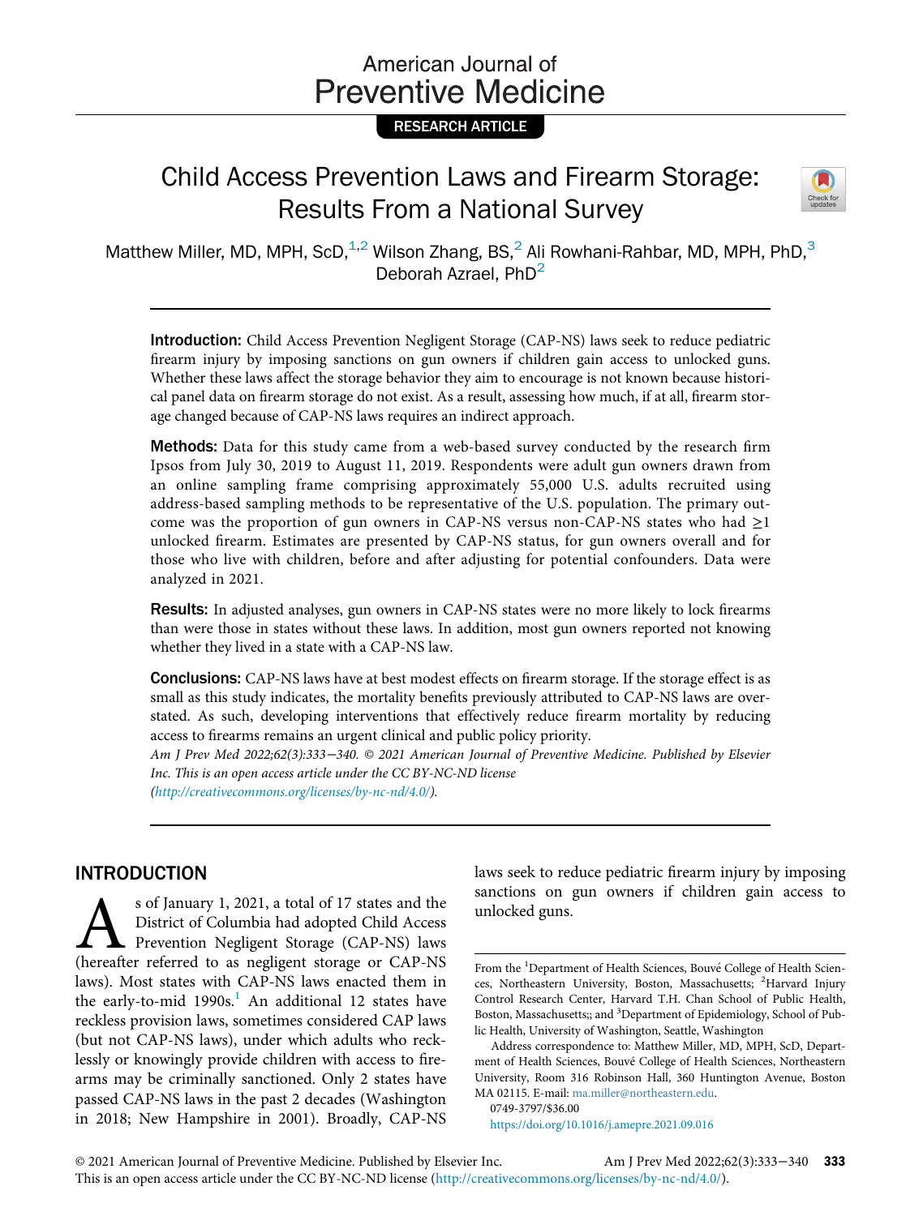RESEARCH ARTICLE

# Child Access Prevention Laws and Firearm Storage: Results From a National Survey

Matthew Miller, MD, MPH, ScD,[1,2] Wilson Zhang, BS,[2] Ali Rowhani-Rahbar, MD, MPH, PhD,[3] Deborah Azrael, PhD[2]

**Introduction:** Child Access Prevention Negligent Storage (CAP-NS) laws seek to reduce pediatric firearm injury by imposing sanctions on gun owners if children gain access to unlocked guns. Whether these laws affect the storage behavior they aim to encourage is not known because historical panel data on firearm storage do not exist. As a result, assessing how much, if at all, firearm storage changed because of CAP-NS laws requires an indirect approach.

**Methods:** Data for this study came from a web-based survey conducted by the research firm Ipsos from July 30, 2019 to August 11, 2019. Respondents were adult gun owners drawn from an online sampling frame comprising approximately 55,000 U.S. adults recruited using address-based sampling methods to be representative of the U.S. population. The primary outcome was the proportion of gun owners in CAP-NS versus non-CAP-NS states who had ≥1 unlocked firearm. Estimates are presented by CAP-NS status, for gun owners overall and for those who live with children, before and after adjusting for potential confounders. Data were analyzed in 2021.

**Results:** In adjusted analyses, gun owners in CAP-NS states were no more likely to lock firearms than were those in states without these laws. In addition, most gun owners reported not knowing whether they lived in a state with a CAP-NS law.

**Conclusions:** CAP-NS laws have at best modest effects on firearm storage. If the storage effect is as small as this study indicates, the mortality benefits previously attributed to CAP-NS laws are overstated. As such, developing interventions that effectively reduce firearm mortality by reducing access to firearms remains an urgent clinical and public policy priority.

*Am J Prev Med 2022;62(3):333−340. © 2021 American Journal of Preventive Medicine. Published by Elsevier Inc. This is an open access article under the CC BY-NC-ND license (http://creativecommons.org/licenses/by-nc-nd/4.0/).*

## INTRODUCTION

As of January 1, 2021, a total of 17 states and the District of Columbia had adopted Child Access Prevention Negligent Storage (CAP-NS) laws (hereafter referred to as negligent storage or CAP-NS laws). Most states with CAP-NS laws enacted them in the early-to-mid 1990s.[1] An additional 12 states have reckless provision laws, sometimes considered CAP laws (but not CAP-NS laws), under which adults who recklessly or knowingly provide children with access to firearms may be criminally sanctioned. Only 2 states have passed CAP-NS laws in the past 2 decades (Washington in 2018; New Hampshire in 2001). Broadly, CAP-NS laws seek to reduce pediatric firearm injury by imposing sanctions on gun owners if children gain access to unlocked guns.

From the [1]Department of Health Sciences, Bouvé College of Health Sciences, Northeastern University, Boston, Massachusetts; [2]Harvard Injury Control Research Center, Harvard T.H. Chan School of Public Health, Boston, Massachusetts;; and [3]Department of Epidemiology, School of Public Health, University of Washington, Seattle, Washington

Address correspondence to: Matthew Miller, MD, MPH, ScD, Department of Health Sciences, Bouvé College of Health Sciences, Northeastern University, Room 316 Robinson Hall, 360 Huntington Avenue, Boston MA 02115. E-mail: ma.miller@northeastern.edu.

0749-3797/$36.00

https://doi.org/10.1016/j.amepre.2021.09.016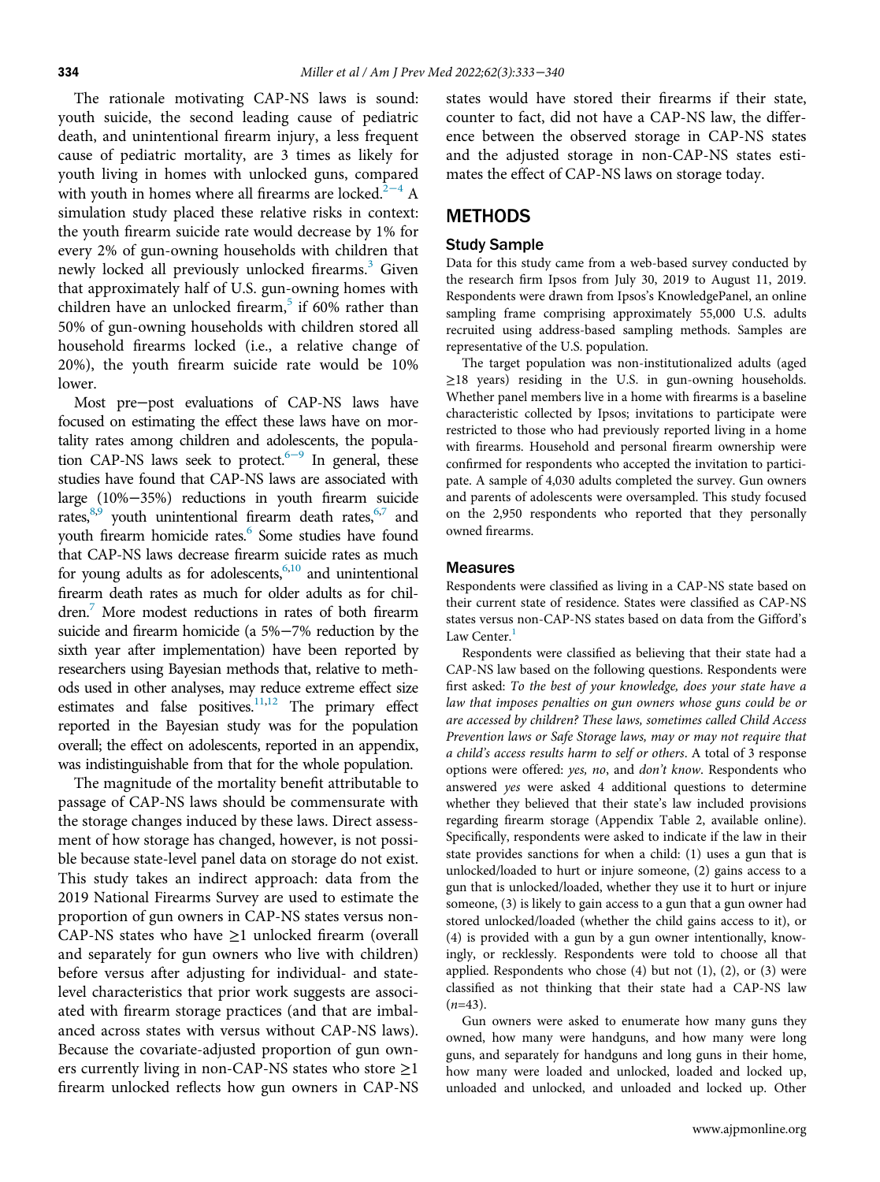The rationale motivating CAP-NS laws is sound: youth suicide, the second leading cause of pediatric death, and unintentional firearm injury, a less frequent cause of pediatric mortality, are 3 times as likely for youth living in homes with unlocked guns, compared with youth in homes where all firearms are locked.[2–4] A simulation study placed these relative risks in context: the youth firearm suicide rate would decrease by 1% for every 2% of gun-owning households with children that newly locked all previously unlocked firearms.[3] Given that approximately half of U.S. gun-owning homes with children have an unlocked firearm,[5] if 60% rather than 50% of gun-owning households with children stored all household firearms locked (i.e., a relative change of 20%), the youth firearm suicide rate would be 10% lower.

Most pre–post evaluations of CAP-NS laws have focused on estimating the effect these laws have on mortality rates among children and adolescents, the population CAP-NS laws seek to protect.[6–9] In general, these studies have found that CAP-NS laws are associated with large (10%–35%) reductions in youth firearm suicide rates,[8,9] youth unintentional firearm death rates,[6,7] and youth firearm homicide rates.[6] Some studies have found that CAP-NS laws decrease firearm suicide rates as much for young adults as for adolescents,[6,10] and unintentional firearm death rates as much for older adults as for children.[7] More modest reductions in rates of both firearm suicide and firearm homicide (a 5%–7% reduction by the sixth year after implementation) have been reported by researchers using Bayesian methods that, relative to methods used in other analyses, may reduce extreme effect size estimates and false positives.[11,12] The primary effect reported in the Bayesian study was for the population overall; the effect on adolescents, reported in an appendix, was indistinguishable from that for the whole population.

The magnitude of the mortality benefit attributable to passage of CAP-NS laws should be commensurate with the storage changes induced by these laws. Direct assessment of how storage has changed, however, is not possible because state-level panel data on storage do not exist. This study takes an indirect approach: data from the 2019 National Firearms Survey are used to estimate the proportion of gun owners in CAP-NS states versus non-CAP-NS states who have ≥1 unlocked firearm (overall and separately for gun owners who live with children) before versus after adjusting for individual- and state-level characteristics that prior work suggests are associated with firearm storage practices (and that are imbalanced across states with versus without CAP-NS laws). Because the covariate-adjusted proportion of gun owners currently living in non-CAP-NS states who store ≥1 firearm unlocked reflects how gun owners in CAP-NS states would have stored their firearms if their state, counter to fact, did not have a CAP-NS law, the difference between the observed storage in CAP-NS states and the adjusted storage in non-CAP-NS states estimates the effect of CAP-NS laws on storage today.

## METHODS

### Study Sample

Data for this study came from a web-based survey conducted by the research firm Ipsos from July 30, 2019 to August 11, 2019. Respondents were drawn from Ipsos's KnowledgePanel, an online sampling frame comprising approximately 55,000 U.S. adults recruited using address-based sampling methods. Samples are representative of the U.S. population.

The target population was non-institutionalized adults (aged ≥18 years) residing in the U.S. in gun-owning households. Whether panel members live in a home with firearms is a baseline characteristic collected by Ipsos; invitations to participate were restricted to those who had previously reported living in a home with firearms. Household and personal firearm ownership were confirmed for respondents who accepted the invitation to participate. A sample of 4,030 adults completed the survey. Gun owners and parents of adolescents were oversampled. This study focused on the 2,950 respondents who reported that they personally owned firearms.

### Measures

Respondents were classified as living in a CAP-NS state based on their current state of residence. States were classified as CAP-NS states versus non-CAP-NS states based on data from the Gifford's Law Center.[1]

Respondents were classified as believing that their state had a CAP-NS law based on the following questions. Respondents were first asked: *To the best of my knowledge, does your state have a law that imposes penalties on gun owners whose guns could be or are accessed by children? These laws, sometimes called Child Access Prevention laws or Safe Storage laws, may or may not require that a child's access results harm to self or others*. A total of 3 response options were offered: *yes, no*, and *don't know*. Respondents who answered *yes* were asked 4 additional questions to determine whether they believed that their state's law included provisions regarding firearm storage (Appendix Table 2, available online). Specifically, respondents were asked to indicate if the law in their state provides sanctions for when a child: (1) uses a gun that is unlocked/loaded to hurt or injure someone, (2) gains access to a gun that is unlocked/loaded, whether they use it to hurt or injure someone, (3) is likely to gain access to a gun that a gun owner had stored unlocked/loaded (whether the child gains access to it), or (4) is provided with a gun by a gun owner intentionally, knowingly, or recklessly. Respondents were told to choose all that applied. Respondents who chose (4) but not (1), (2), or (3) were classified as not thinking that their state had a CAP-NS law ($n$=43).

Gun owners were asked to enumerate how many guns they owned, how many were handguns, and how many were long guns, and separately for handguns and long guns in their home, how many were loaded and unlocked, loaded and locked up, unloaded and unlocked, and unloaded and locked up. Other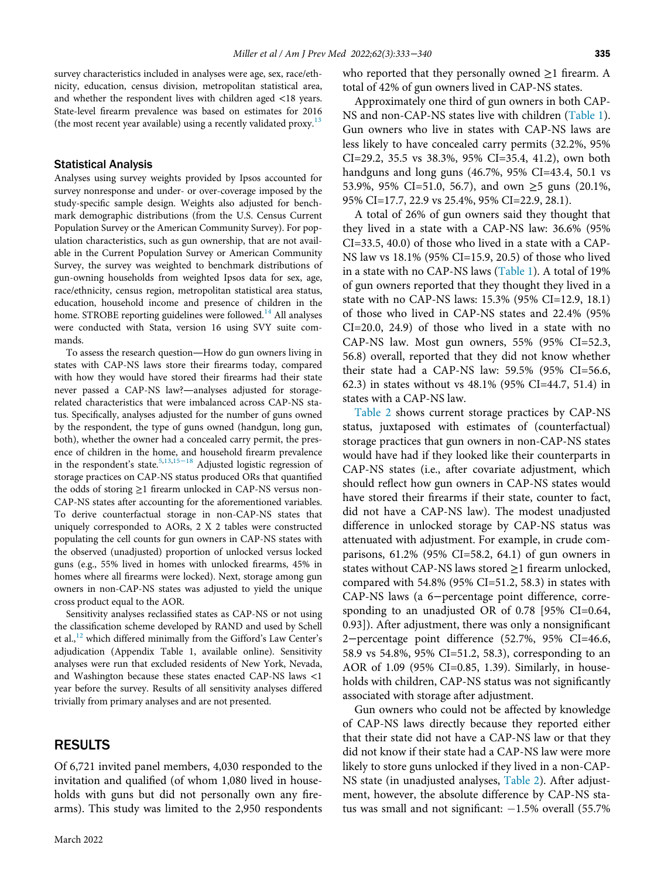survey characteristics included in analyses were age, sex, race/ethnicity, education, census division, metropolitan statistical area, and whether the respondent lives with children aged <18 years. State-level firearm prevalence was based on estimates for 2016 (the most recent year available) using a recently validated proxy.[13]

### Statistical Analysis

Analyses using survey weights provided by Ipsos accounted for survey nonresponse and under- or over-coverage imposed by the study-specific sample design. Weights also adjusted for benchmark demographic distributions (from the U.S. Census Current Population Survey or the American Community Survey). For population characteristics, such as gun ownership, that are not available in the Current Population Survey or American Community Survey, the survey was weighted to benchmark distributions of gun-owning households from weighted Ipsos data for sex, age, race/ethnicity, census region, metropolitan statistical area status, education, household income and presence of children in the home. STROBE reporting guidelines were followed.[14] All analyses were conducted with Stata, version 16 using SVY suite commands.

To assess the research question—How do gun owners living in states with CAP-NS laws store their firearms today, compared with how they would have stored their firearms had their state never passed a CAP-NS law?—analyses adjusted for storage-related characteristics that were imbalanced across CAP-NS status. Specifically, analyses adjusted for the number of gun owned by the respondent, the type of guns owned (handgun, long gun, both), whether the owner had a concealed carry permit, the presence of children in the home, and household firearm prevalence in the respondent's state.[5,13,15–18] Adjusted logistic regression of storage practices on CAP-NS status produced ORs that quantified the odds of storing ≥1 firearm unlocked in CAP-NS versus non-CAP-NS states after accounting for the aforementioned variables. To derive counterfactual storage in non-CAP-NS states that uniquely corresponded to AORs, 2 X 2 tables were constructed populating the cell counts for gun owners in CAP-NS states with the observed (unadjusted) proportion of unlocked versus locked guns (e.g., 55% lived in homes with unlocked firearms, 45% in homes where all firearms were locked). Next, storage among gun owners in non-CAP-NS states was adjusted to yield the unique cross product equal to the AOR.

Sensitivity analyses reclassified states as CAP-NS or not using the classification scheme developed by RAND and used by Schell et al.,[12] which differed minimally from the Gifford's Law Center's adjudication (Appendix Table 1, available online). Sensitivity analyses were run that excluded residents of New York, Nevada, and Washington because these states enacted CAP-NS laws <1 year before the survey. Results of all sensitivity analyses differed trivially from primary analyses and are not presented.

## RESULTS

Of 6,721 invited panel members, 4,030 responded to the invitation and qualified (of whom 1,080 lived in households with guns but did not personally own any firearms). This study was limited to the 2,950 respondents who reported that they personally owned ≥1 firearm. A total of 42% of gun owners lived in CAP-NS states.

Approximately one third of gun owners in both CAP-NS and non-CAP-NS states live with children (Table 1). Gun owners who live in states with CAP-NS laws are less likely to have concealed carry permits (32.2%, 95% CI=29.2, 35.5 vs 38.3%, 95% CI=35.4, 41.2), own both handguns and long guns (46.7%, 95% CI=43.4, 50.1 vs 53.9%, 95% CI=51.0, 56.7), and own ≥5 guns (20.1%, 95% CI=17.7, 22.9 vs 25.4%, 95% CI=22.9, 28.1).

A total of 26% of gun owners said they thought that they lived in a state with a CAP-NS law: 36.6% (95% CI=33.5, 40.0) of those who lived in a state with a CAP-NS law vs 18.1% (95% CI=15.9, 20.5) of those who lived in a state with no CAP-NS laws (Table 1). A total of 19% of gun owners reported that they thought they lived in a state with no CAP-NS laws: 15.3% (95% CI=12.9, 18.1) of those who lived in CAP-NS states and 22.4% (95% CI=20.0, 24.9) of those who lived in a state with no CAP-NS law. Most gun owners, 55% (95% CI=52.3, 56.8) overall, reported that they did not know whether their state had a CAP-NS law: 59.5% (95% CI=56.6, 62.3) in states without vs 48.1% (95% CI=44.7, 51.4) in states with a CAP-NS law.

Table 2 shows current storage practices by CAP-NS status, juxtaposed with estimates of (counterfactual) storage practices that gun owners in non-CAP-NS states would have had if they looked like their counterparts in CAP-NS states (i.e., after covariate adjustment, which should reflect how gun owners in CAP-NS states would have stored their firearms if their state, counter to fact, did not have a CAP-NS law). The modest unadjusted difference in unlocked storage by CAP-NS status was attenuated with adjustment. For example, in crude comparisons, 61.2% (95% CI=58.2, 64.1) of gun owners in states without CAP-NS laws stored ≥1 firearm unlocked, compared with 54.8% (95% CI=51.2, 58.3) in states with CAP-NS laws (a 6−percentage point difference, corresponding to an unadjusted OR of 0.78 [95% CI=0.64, 0.93]). After adjustment, there was only a nonsignificant 2−percentage point difference (52.7%, 95% CI=46.6, 58.9 vs 54.8%, 95% CI=51.2, 58.3), corresponding to an AOR of 1.09 (95% CI=0.85, 1.39). Similarly, in households with children, CAP-NS status was not significantly associated with storage after adjustment.

Gun owners who could not be affected by knowledge of CAP-NS laws directly because they reported either that their state did not have a CAP-NS law or that they did not know if their state had a CAP-NS law were more likely to store guns unlocked if they lived in a non-CAP-NS state (in unadjusted analyses, Table 2). After adjustment, however, the absolute difference by CAP-NS status was small and not significant: −1.5% overall (55.7%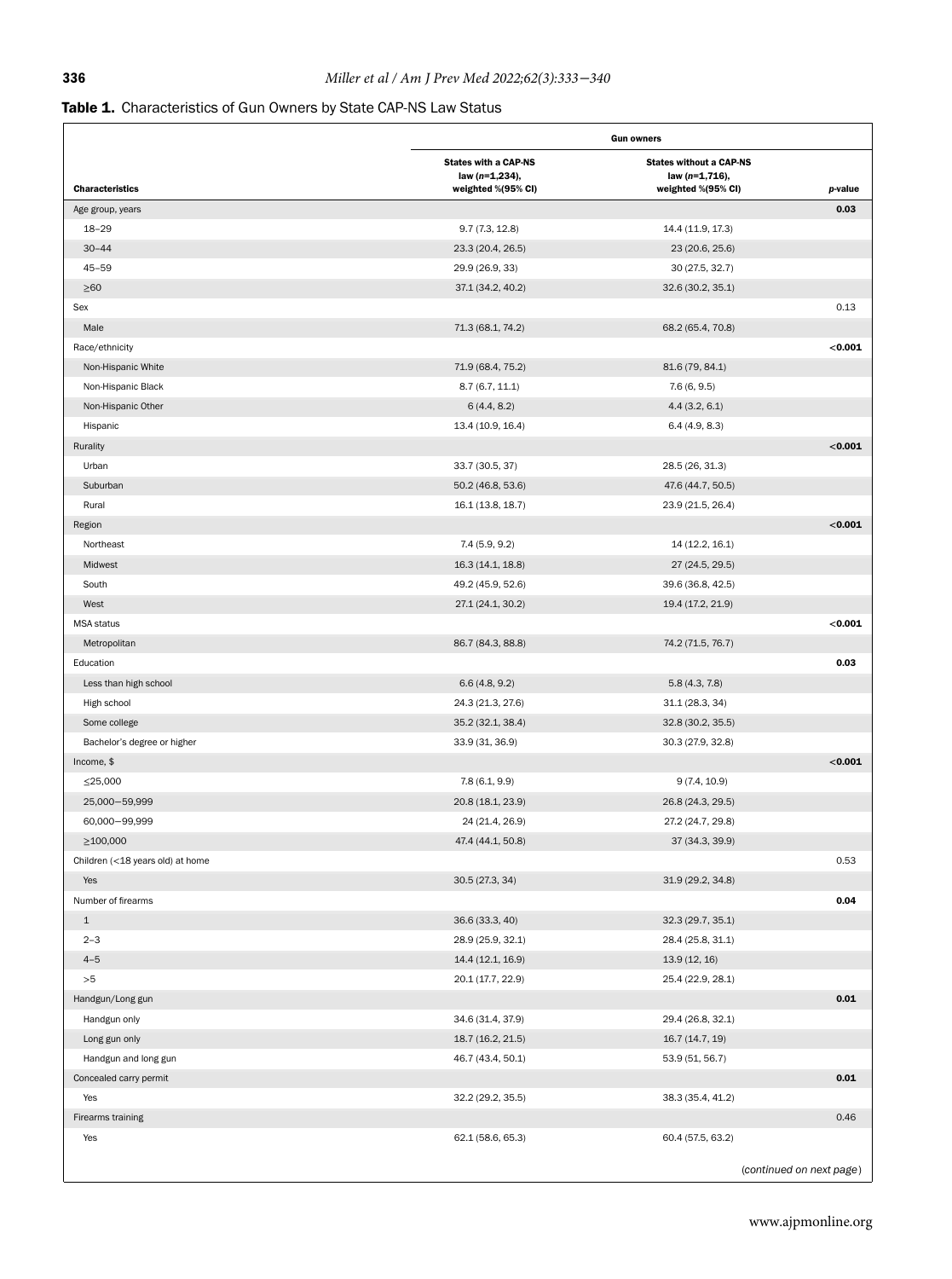**Table 1.** Characteristics of Gun Owners by State CAP-NS Law Status

| Characteristics | Gun owners | | |
|---|---|---|---|
| | States with a CAP-NS law (*n*=1,234), weighted %(95% CI) | States without a CAP-NS law (*n*=1,716), weighted %(95% CI) | *p*-value |
| Age group, years | | | **0.03** |
| 18−29 | 9.7 (7.3, 12.8) | 14.4 (11.9, 17.3) | |
| 30−44 | 23.3 (20.4, 26.5) | 23 (20.6, 25.6) | |
| 45−59 | 29.9 (26.9, 33) | 30 (27.5, 32.7) | |
| ≥60 | 37.1 (34.2, 40.2) | 32.6 (30.2, 35.1) | |
| Sex | | | 0.13 |
| Male | 71.3 (68.1, 74.2) | 68.2 (65.4, 70.8) | |
| Race/ethnicity | | | **<0.001** |
| Non-Hispanic White | 71.9 (68.4, 75.2) | 81.6 (79, 84.1) | |
| Non-Hispanic Black | 8.7 (6.7, 11.1) | 7.6 (6, 9.5) | |
| Non-Hispanic Other | 6 (4.4, 8.2) | 4.4 (3.2, 6.1) | |
| Hispanic | 13.4 (10.9, 16.4) | 6.4 (4.9, 8.3) | |
| Rurality | | | **<0.001** |
| Urban | 33.7 (30.5, 37) | 28.5 (26, 31.3) | |
| Suburban | 50.2 (46.8, 53.6) | 47.6 (44.7, 50.5) | |
| Rural | 16.1 (13.8, 18.7) | 23.9 (21.5, 26.4) | |
| Region | | | **<0.001** |
| Northeast | 7.4 (5.9, 9.2) | 14 (12.2, 16.1) | |
| Midwest | 16.3 (14.1, 18.8) | 27 (24.5, 29.5) | |
| South | 49.2 (45.9, 52.6) | 39.6 (36.8, 42.5) | |
| West | 27.1 (24.1, 30.2) | 19.4 (17.2, 21.9) | |
| MSA status | | | **<0.001** |
| Metropolitan | 86.7 (84.3, 88.8) | 74.2 (71.5, 76.7) | |
| Education | | | **0.03** |
| Less than high school | 6.6 (4.8, 9.2) | 5.8 (4.3, 7.8) | |
| High school | 24.3 (21.3, 27.6) | 31.1 (28.3, 34) | |
| Some college | 35.2 (32.1, 38.4) | 32.8 (30.2, 35.5) | |
| Bachelor's degree or higher | 33.9 (31, 36.9) | 30.3 (27.9, 32.8) | |
| Income, $ | | | **<0.001** |
| ≤25,000 | 7.8 (6.1, 9.9) | 9 (7.4, 10.9) | |
| 25,000−59,999 | 20.8 (18.1, 23.9) | 26.8 (24.3, 29.5) | |
| 60,000−99,999 | 24 (21.4, 26.9) | 27.2 (24.7, 29.8) | |
| ≥100,000 | 47.4 (44.1, 50.8) | 37 (34.3, 39.9) | |
| Children (<18 years old) at home | | | 0.53 |
| Yes | 30.5 (27.3, 34) | 31.9 (29.2, 34.8) | |
| Number of firearms | | | **0.04** |
| 1 | 36.6 (33.3, 40) | 32.3 (29.7, 35.1) | |
| 2−3 | 28.9 (25.9, 32.1) | 28.4 (25.8, 31.1) | |
| 4−5 | 14.4 (12.1, 16.9) | 13.9 (12, 16) | |
| >5 | 20.1 (17.7, 22.9) | 25.4 (22.9, 28.1) | |
| Handgun/Long gun | | | **0.01** |
| Handgun only | 34.6 (31.4, 37.9) | 29.4 (26.8, 32.1) | |
| Long gun only | 18.7 (16.2, 21.5) | 16.7 (14.7, 19) | |
| Handgun and long gun | 46.7 (43.4, 50.1) | 53.9 (51, 56.7) | |
| Concealed carry permit | | | **0.01** |
| Yes | 32.2 (29.2, 35.5) | 38.3 (35.4, 41.2) | |
| Firearms training | | | 0.46 |
| Yes | 62.1 (58.6, 65.3) | 60.4 (57.5, 63.2) | |

(*continued on next page*)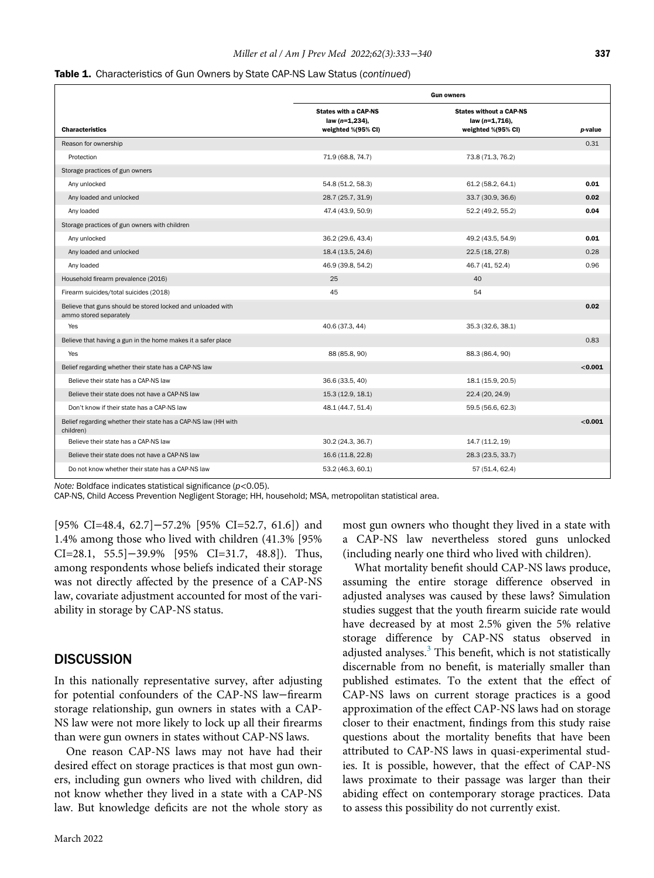**Table 1.** Characteristics of Gun Owners by State CAP-NS Law Status (*continued*)

| | Gun owners | | |
|---|---|---|---|
| **Characteristics** | **States with a CAP-NS law (*n*=1,234), weighted %(95% CI)** | **States without a CAP-NS law (*n*=1,716), weighted %(95% CI)** | ***p*-value** |
| Reason for ownership | | | 0.31 |
| Protection | 71.9 (68.8, 74.7) | 73.8 (71.3, 76.2) | |
| Storage practices of gun owners | | | |
| Any unlocked | 54.8 (51.2, 58.3) | 61.2 (58.2, 64.1) | **0.01** |
| Any loaded and unlocked | 28.7 (25.7, 31.9) | 33.7 (30.9, 36.6) | **0.02** |
| Any loaded | 47.4 (43.9, 50.9) | 52.2 (49.2, 55.2) | **0.04** |
| Storage practices of gun owners with children | | | |
| Any unlocked | 36.2 (29.6, 43.4) | 49.2 (43.5, 54.9) | **0.01** |
| Any loaded and unlocked | 18.4 (13.5, 24.6) | 22.5 (18, 27.8) | 0.28 |
| Any loaded | 46.9 (39.8, 54.2) | 46.7 (41, 52.4) | 0.96 |
| Household firearm prevalence (2016) | 25 | 40 | |
| Firearm suicides/total suicides (2018) | 45 | 54 | |
| Believe that guns should be stored locked and unloaded with ammo stored separately | | | **0.02** |
| Yes | 40.6 (37.3, 44) | 35.3 (32.6, 38.1) | |
| Believe that having a gun in the home makes it a safer place | | | 0.83 |
| Yes | 88 (85.8, 90) | 88.3 (86.4, 90) | |
| Belief regarding whether their state has a CAP-NS law | | | **<0.001** |
| Believe their state has a CAP-NS law | 36.6 (33.5, 40) | 18.1 (15.9, 20.5) | |
| Believe their state does not have a CAP-NS law | 15.3 (12.9, 18.1) | 22.4 (20, 24.9) | |
| Don't know if their state has a CAP-NS law | 48.1 (44.7, 51.4) | 59.5 (56.6, 62.3) | |
| Belief regarding whether their state has a CAP-NS law (HH with children) | | | **<0.001** |
| Believe their state has a CAP-NS law | 30.2 (24.3, 36.7) | 14.7 (11.2, 19) | |
| Believe their state does not have a CAP-NS law | 16.6 (11.8, 22.8) | 28.3 (23.5, 33.7) | |
| Do not know whether their state has a CAP-NS law | 53.2 (46.3, 60.1) | 57 (51.4, 62.4) | |

*Note:* Boldface indicates statistical significance ($p<0.05$).
CAP-NS, Child Access Prevention Negligent Storage; HH, household; MSA, metropolitan statistical area.

[95% CI=48.4, 62.7]−57.2% [95% CI=52.7, 61.6]) and 1.4% among those who lived with children (41.3% [95% CI=28.1, 55.5]−39.9% [95% CI=31.7, 48.8]). Thus, among respondents whose beliefs indicated their storage was not directly affected by the presence of a CAP-NS law, covariate adjustment accounted for most of the variability in storage by CAP-NS status.

## DISCUSSION

In this nationally representative survey, after adjusting for potential confounders of the CAP-NS law−firearm storage relationship, gun owners in states with a CAP-NS law were not more likely to lock up all their firearms than were gun owners in states without CAP-NS laws.

One reason CAP-NS laws may not have had their desired effect on storage practices is that most gun owners, including gun owners who lived with children, did not know whether they lived in a state with a CAP-NS law. But knowledge deficits are not the whole story as most gun owners who thought they lived in a state with a CAP-NS law nevertheless stored guns unlocked (including nearly one third who lived with children).

What mortality benefit should CAP-NS laws produce, assuming the entire storage difference observed in adjusted analyses was caused by these laws? Simulation studies suggest that the youth firearm suicide rate would have decreased by at most 2.5% given the 5% relative storage difference by CAP-NS status observed in adjusted analyses.[3] This benefit, which is not statistically discernable from no benefit, is materially smaller than published estimates. To the extent that the effect of CAP-NS laws on current storage practices is a good approximation of the effect CAP-NS laws had on storage closer to their enactment, findings from this study raise questions about the mortality benefits that have been attributed to CAP-NS laws in quasi-experimental studies. It is possible, however, that the effect of CAP-NS laws proximate to their passage was larger than their abiding effect on contemporary storage practices. Data to assess this possibility do not currently exist.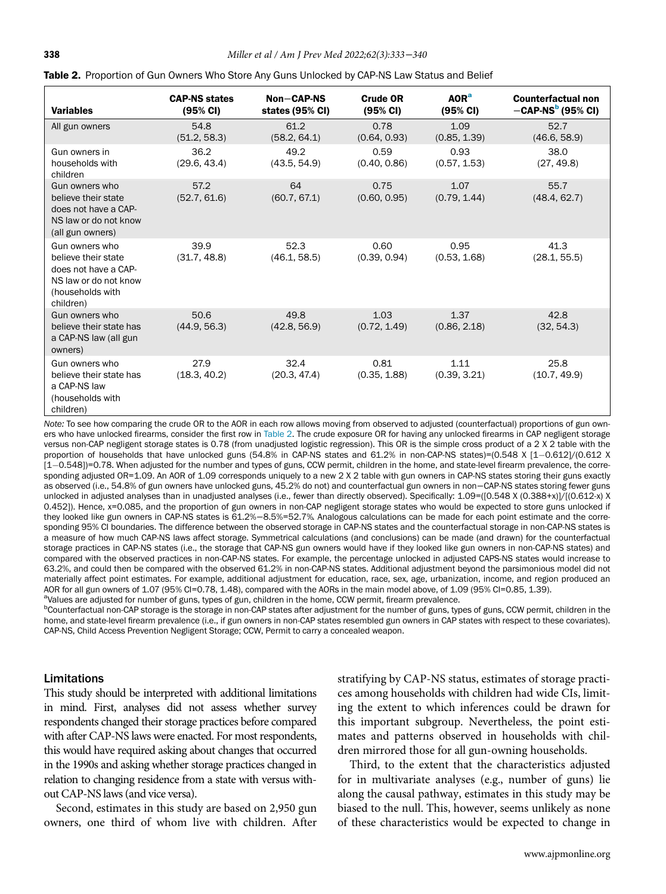**Table 2.** Proportion of Gun Owners Who Store Any Guns Unlocked by CAP-NS Law Status and Belief

| Variables | CAP-NS states (95% CI) | Non−CAP-NS states (95% CI) | Crude OR (95% CI) | AOR[a] (95% CI) | Counterfactual non −CAP-NS[b] (95% CI) |
|---|---|---|---|---|---|
| All gun owners | 54.8 (51.2, 58.3) | 61.2 (58.2, 64.1) | 0.78 (0.64, 0.93) | 1.09 (0.85, 1.39) | 52.7 (46.6, 58.9) |
| Gun owners in households with children | 36.2 (29.6, 43.4) | 49.2 (43.5, 54.9) | 0.59 (0.40, 0.86) | 0.93 (0.57, 1.53) | 38.0 (27, 49.8) |
| Gun owners who believe their state does not have a CAP-NS law or do not know (all gun owners) | 57.2 (52.7, 61.6) | 64 (60.7, 67.1) | 0.75 (0.60, 0.95) | 1.07 (0.79, 1.44) | 55.7 (48.4, 62.7) |
| Gun owners who believe their state does not have a CAP-NS law or do not know (households with children) | 39.9 (31.7, 48.8) | 52.3 (46.1, 58.5) | 0.60 (0.39, 0.94) | 0.95 (0.53, 1.68) | 41.3 (28.1, 55.5) |
| Gun owners who believe their state has a CAP-NS law (all gun owners) | 50.6 (44.9, 56.3) | 49.8 (42.8, 56.9) | 1.03 (0.72, 1.49) | 1.37 (0.86, 2.18) | 42.8 (32, 54.3) |
| Gun owners who believe their state has a CAP-NS law (households with children) | 27.9 (18.3, 40.2) | 32.4 (20.3, 47.4) | 0.81 (0.35, 1.88) | 1.11 (0.39, 3.21) | 25.8 (10.7, 49.9) |

*Note:* To see how comparing the crude OR to the AOR in each row allows moving from observed to adjusted (counterfactual) proportions of gun owners who have unlocked firearms, consider the first row in Table 2. The crude exposure OR for having any unlocked firearms in CAP negligent storage versus non-CAP negligent storage states is 0.78 (from unadjusted logistic regression). This OR is the simple cross product of a 2 X 2 table with the proportion of households that have unlocked guns (54.8% in CAP-NS states and 61.2% in non-CAP-NS states)=(0.548 X [1−0.612]/(0.612 X [1−0.548])=0.78. When adjusted for the number and types of guns, CCW permit, children in the home, and state-level firearm prevalence, the corresponding adjusted OR=1.09. An AOR of 1.09 corresponds uniquely to a new 2 X 2 table with gun owners in CAP-NS states storing their guns exactly as observed (i.e., 54.8% of gun owners have unlocked guns, 45.2% do not) and counterfactual gun owners in non−CAP-NS states storing fewer guns unlocked in adjusted analyses than in unadjusted analyses (i.e., fewer than directly observed). Specifically: 1.09=([0.548 X (0.388+x)]/[(0.612-x) X 0.452]). Hence, x=0.085, and the proportion of gun owners in non-CAP negligent storage states who would be expected to store guns unlocked if they looked like gun owners in CAP-NS states is 61.2%−8.5%=52.7%. Analogous calculations can be made for each point estimate and the corresponding 95% CI boundaries. The difference between the observed storage in CAP-NS states and the counterfactual storage in non-CAP-NS states is a measure of how much CAP-NS laws affect storage. Symmetrical calculations (and conclusions) can be made (and drawn) for the counterfactual storage practices in CAP-NS states (i.e., the storage that CAP-NS gun owners would have if they looked like gun owners in non-CAP-NS states) and compared with the observed practices in non-CAP-NS states. For example, the percentage unlocked in adjusted CAPS-NS states would increase to 63.2%, and could then be compared with the observed 61.2% in non-CAP-NS states. Additional adjustment beyond the parsimonious model did not materially affect point estimates. For example, additional adjustment for education, race, sex, age, urbanization, income, and region produced an AOR for all gun owners of 1.07 (95% CI=0.78, 1.48), compared with the AORs in the main model above, of 1.09 (95% CI=0.85, 1.39).

[a]Values are adjusted for number of guns, types of gun, children in the home, CCW permit, firearm prevalence.

[b]Counterfactual non-CAP storage is the storage in non-CAP states after adjustment for the number of guns, types of guns, CCW permit, children in the home, and state-level firearm prevalence (i.e., if gun owners in non-CAP states resembled gun owners in CAP states with respect to these covariates).

CAP-NS, Child Access Prevention Negligent Storage; CCW, Permit to carry a concealed weapon.

### Limitations

This study should be interpreted with additional limitations in mind. First, analyses did not assess whether survey respondents changed their storage practices before compared with after CAP-NS laws were enacted. For most respondents, this would have required asking about changes that occurred in the 1990s and asking whether storage practices changed in relation to changing residence from a state with versus without CAP-NS laws (and vice versa).

Second, estimates in this study are based on 2,950 gun owners, one third of whom live with children. After stratifying by CAP-NS status, estimates of storage practices among households with children had wide CIs, limiting the extent to which inferences could be drawn for this important subgroup. Nevertheless, the point estimates and patterns observed in households with children mirrored those for all gun-owning households.

Third, to the extent that the characteristics adjusted for in multivariate analyses (e.g., number of guns) lie along the causal pathway, estimates in this study may be biased to the null. This, however, seems unlikely as none of these characteristics would be expected to change in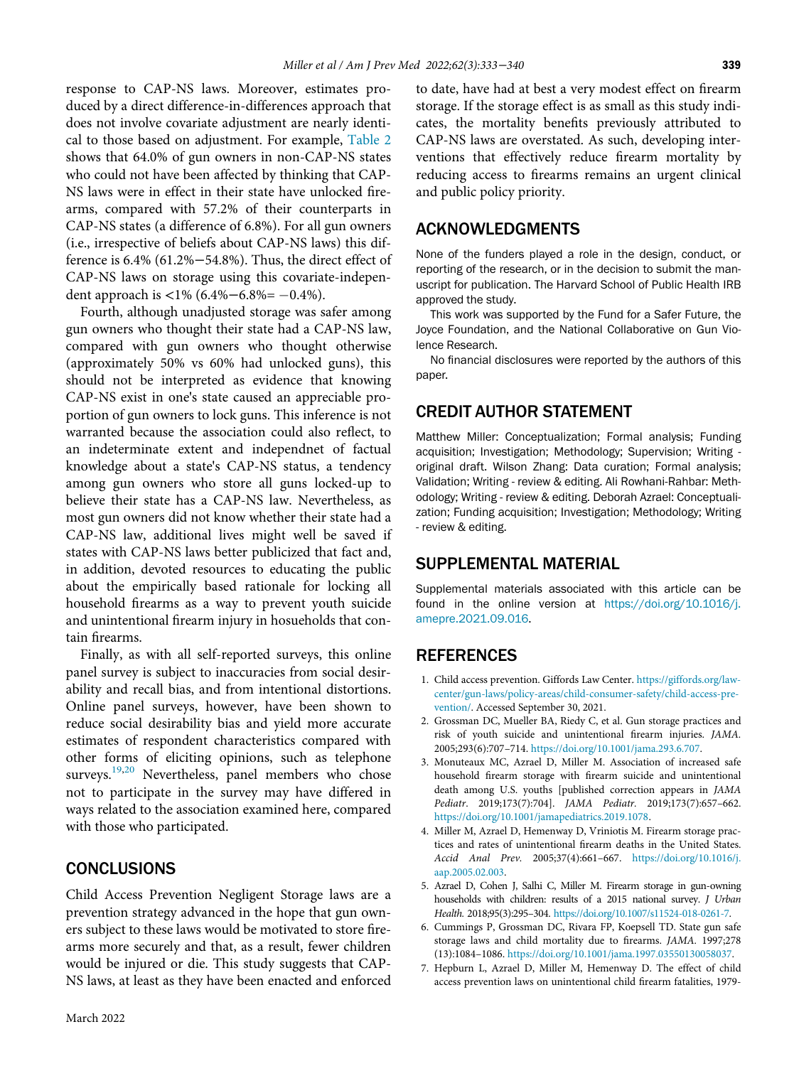response to CAP-NS laws. Moreover, estimates produced by a direct difference-in-differences approach that does not involve covariate adjustment are nearly identical to those based on adjustment. For example, Table 2 shows that 64.0% of gun owners in non-CAP-NS states who could not have been affected by thinking that CAP-NS laws were in effect in their state have unlocked firearms, compared with 57.2% of their counterparts in CAP-NS states (a difference of 6.8%). For all gun owners (i.e., irrespective of beliefs about CAP-NS laws) this difference is 6.4% (61.2%−54.8%). Thus, the direct effect of CAP-NS laws on storage using this covariate-independent approach is <1% (6.4%−6.8%= −0.4%).

Fourth, although unadjusted storage was safer among gun owners who thought their state had a CAP-NS law, compared with gun owners who thought otherwise (approximately 50% vs 60% had unlocked guns), this should not be interpreted as evidence that knowing CAP-NS exist in one's state caused an appreciable proportion of gun owners to lock guns. This inference is not warranted because the association could also reflect, to an indeterminate extent and independnet of factual knowledge about a state's CAP-NS status, a tendency among gun owners who store all guns locked-up to believe their state has a CAP-NS law. Nevertheless, as most gun owners did not know whether their state had a CAP-NS law, additional lives might well be saved if states with CAP-NS laws better publicized that fact and, in addition, devoted resources to educating the public about the empirically based rationale for locking all household firearms as a way to prevent youth suicide and unintentional firearm injury in hosueholds that contain firearms.

Finally, as with all self-reported surveys, this online panel survey is subject to inaccuracies from social desirability and recall bias, and from intentional distortions. Online panel surveys, however, have been shown to reduce social desirability bias and yield more accurate estimates of respondent characteristics compared with other forms of eliciting opinions, such as telephone surveys.[19,20] Nevertheless, panel members who chose not to participate in the survey may have differed in ways related to the association examined here, compared with those who participated.

## CONCLUSIONS

Child Access Prevention Negligent Storage laws are a prevention strategy advanced in the hope that gun owners subject to these laws would be motivated to store firearms more securely and that, as a result, fewer children would be injured or die. This study suggests that CAP-NS laws, at least as they have been enacted and enforced to date, have had at best a very modest effect on firearm storage. If the storage effect is as small as this study indicates, the mortality benefits previously attributed to CAP-NS laws are overstated. As such, developing interventions that effectively reduce firearm mortality by reducing access to firearms remains an urgent clinical and public policy priority.

## ACKNOWLEDGMENTS

None of the funders played a role in the design, conduct, or reporting of the research, or in the decision to submit the manuscript for publication. The Harvard School of Public Health IRB approved the study.

This work was supported by the Fund for a Safer Future, the Joyce Foundation, and the National Collaborative on Gun Violence Research.

No financial disclosures were reported by the authors of this paper.

## CREDIT AUTHOR STATEMENT

Matthew Miller: Conceptualization; Formal analysis; Funding acquisition; Investigation; Methodology; Supervision; Writing - original draft. Wilson Zhang: Data curation; Formal analysis; Validation; Writing - review & editing. Ali Rowhani-Rahbar: Methodology; Writing - review & editing. Deborah Azrael: Conceptualization; Funding acquisition; Investigation; Methodology; Writing - review & editing.

## SUPPLEMENTAL MATERIAL

Supplemental materials associated with this article can be found in the online version at https://doi.org/10.1016/j.amepre.2021.09.016.

## REFERENCES

1. Child access prevention. Giffords Law Center. https://giffords.org/law-center/gun-laws/policy-areas/child-consumer-safety/child-access-prevention/. Accessed September 30, 2021.
2. Grossman DC, Mueller BA, Riedy C, et al. Gun storage practices and risk of youth suicide and unintentional firearm injuries. *JAMA.* 2005;293(6):707–714. https://doi.org/10.1001/jama.293.6.707.
3. Monuteaux MC, Azrael D, Miller M. Association of increased safe household firearm storage with firearm suicide and unintentional death among U.S. youths [published correction appears in *JAMA Pediatr.* 2019;173(7):704]. *JAMA Pediatr.* 2019;173(7):657–662. https://doi.org/10.1001/jamapediatrics.2019.1078.
4. Miller M, Azrael D, Hemenway D, Vriniotis M. Firearm storage practices and rates of unintentional firearm deaths in the United States. *Accid Anal Prev.* 2005;37(4):661–667. https://doi.org/10.1016/j.aap.2005.02.003.
5. Azrael D, Cohen J, Salhi C, Miller M. Firearm storage in gun-owning households with children: results of a 2015 national survey. *J Urban Health.* 2018;95(3):295–304. https://doi.org/10.1007/s11524-018-0261-7.
6. Cummings P, Grossman DC, Rivara FP, Koepsell TD. State gun safe storage laws and child mortality due to firearms. *JAMA.* 1997;278(13):1084–1086. https://doi.org/10.1001/jama.1997.03550130058037.
7. Hepburn L, Azrael D, Miller M, Hemenway D. The effect of child access prevention laws on unintentional child firearm fatalities, 1979-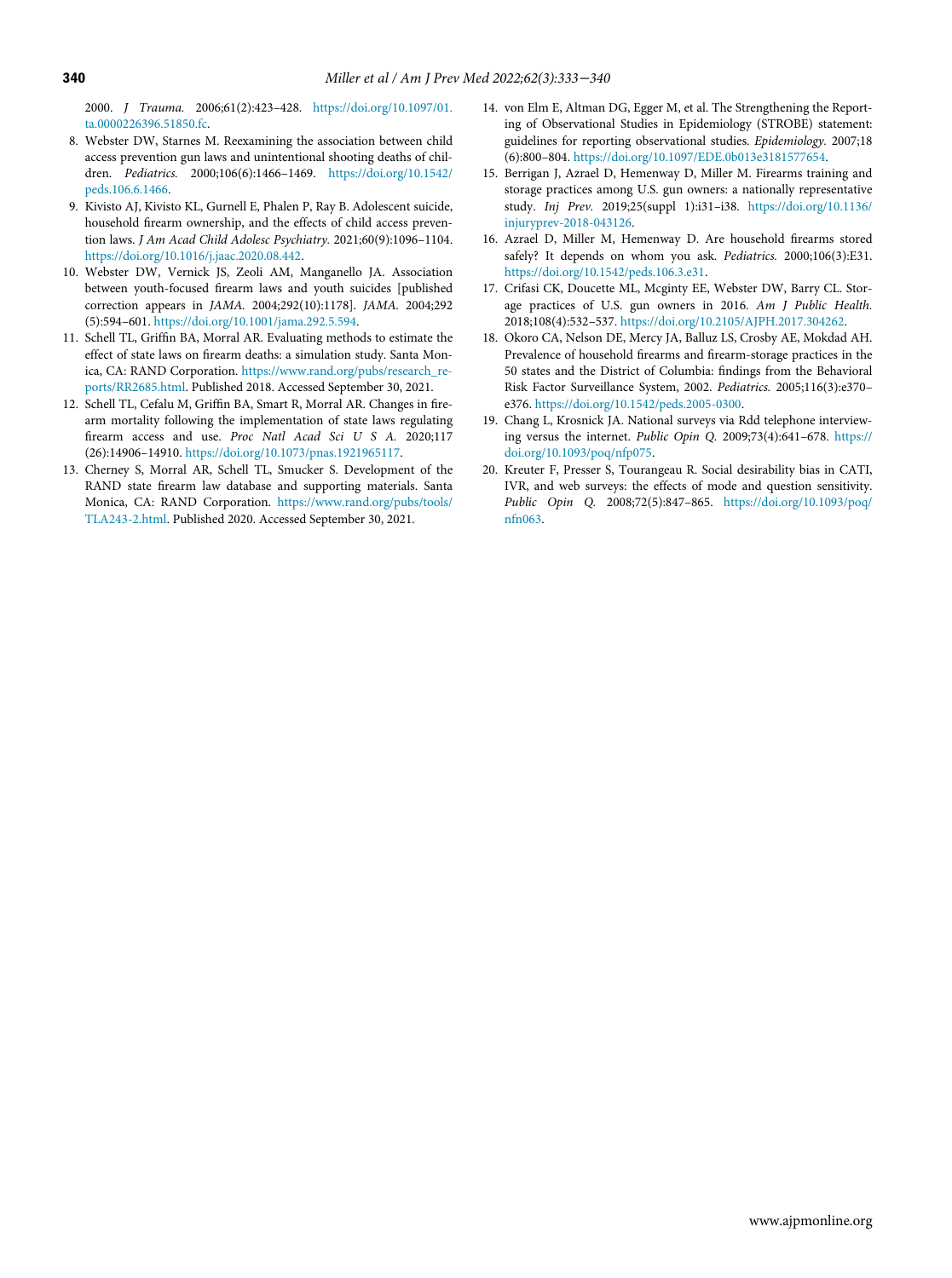2000. *J Trauma.* 2006;61(2):423–428. https://doi.org/10.1097/01.ta.0000226396.51850.fc.

8. Webster DW, Starnes M. Reexamining the association between child access prevention gun laws and unintentional shooting deaths of children. *Pediatrics.* 2000;106(6):1466–1469. https://doi.org/10.1542/peds.106.6.1466.
9. Kivisto AJ, Kivisto KL, Gurnell E, Phalen P, Ray B. Adolescent suicide, household firearm ownership, and the effects of child access prevention laws. *J Am Acad Child Adolesc Psychiatry.* 2021;60(9):1096–1104. https://doi.org/10.1016/j.jaac.2020.08.442.
10. Webster DW, Vernick JS, Zeoli AM, Manganello JA. Association between youth-focused firearm laws and youth suicides [published correction appears in *JAMA.* 2004;292(10):1178]. *JAMA.* 2004;292(5):594–601. https://doi.org/10.1001/jama.292.5.594.
11. Schell TL, Griffin BA, Morral AR. Evaluating methods to estimate the effect of state laws on firearm deaths: a simulation study. Santa Monica, CA: RAND Corporation. https://www.rand.org/pubs/research_reports/RR2685.html. Published 2018. Accessed September 30, 2021.
12. Schell TL, Cefalu M, Griffin BA, Smart R, Morral AR. Changes in firearm mortality following the implementation of state laws regulating firearm access and use. *Proc Natl Acad Sci U S A.* 2020;117(26):14906–14910. https://doi.org/10.1073/pnas.1921965117.
13. Cherney S, Morral AR, Schell TL, Smucker S. Development of the RAND state firearm law database and supporting materials. Santa Monica, CA: RAND Corporation. https://www.rand.org/pubs/tools/TLA243-2.html. Published 2020. Accessed September 30, 2021.
14. von Elm E, Altman DG, Egger M, et al. The Strengthening the Reporting of Observational Studies in Epidemiology (STROBE) statement: guidelines for reporting observational studies. *Epidemiology.* 2007;18(6):800–804. https://doi.org/10.1097/EDE.0b013e3181577654.
15. Berrigan J, Azrael D, Hemenway D, Miller M. Firearms training and storage practices among U.S. gun owners: a nationally representative study. *Inj Prev.* 2019;25(suppl 1):i31–i38. https://doi.org/10.1136/injuryprev-2018-043126.
16. Azrael D, Miller M, Hemenway D. Are household firearms stored safely? It depends on whom you ask. *Pediatrics.* 2000;106(3):E31. https://doi.org/10.1542/peds.106.3.e31.
17. Crifasi CK, Doucette ML, Mcginty EE, Webster DW, Barry CL. Storage practices of U.S. gun owners in 2016. *Am J Public Health.* 2018;108(4):532–537. https://doi.org/10.2105/AJPH.2017.304262.
18. Okoro CA, Nelson DE, Mercy JA, Balluz LS, Crosby AE, Mokdad AH. Prevalence of household firearms and firearm-storage practices in the 50 states and the District of Columbia: findings from the Behavioral Risk Factor Surveillance System, 2002. *Pediatrics.* 2005;116(3):e370–e376. https://doi.org/10.1542/peds.2005-0300.
19. Chang L, Krosnick JA. National surveys via Rdd telephone interviewing versus the internet. *Public Opin Q.* 2009;73(4):641–678. https://doi.org/10.1093/poq/nfp075.
20. Kreuter F, Presser S, Tourangeau R. Social desirability bias in CATI, IVR, and web surveys: the effects of mode and question sensitivity. *Public Opin Q.* 2008;72(5):847–865. https://doi.org/10.1093/poq/nfn063.